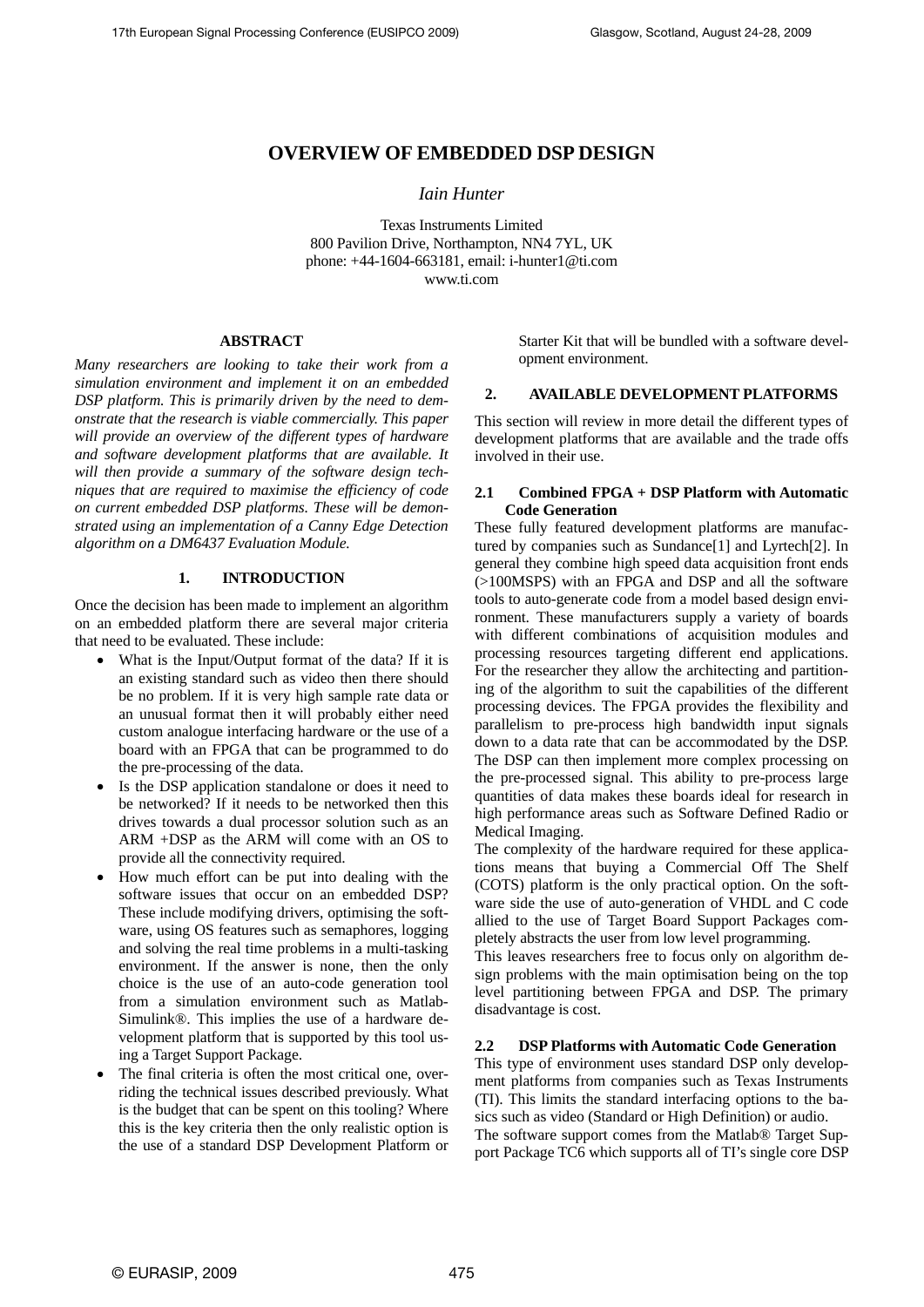# OVERVIEW OF EMBEDDED DSP DESIGN

*Iain Hunter*

Texas Instruments Limited
800 Pavilion Drive, Northampton, NN4 7YL, UK
phone: +44-1604-663181, email: i-hunter1@ti.com
www.ti.com

## ABSTRACT

*Many researchers are looking to take their work from a simulation environment and implement it on an embedded DSP platform. This is primarily driven by the need to demonstrate that the research is viable commercially. This paper will provide an overview of the different types of hardware and software development platforms that are available. It will then provide a summary of the software design techniques that are required to maximise the efficiency of code on current embedded DSP platforms. These will be demonstrated using an implementation of a Canny Edge Detection algorithm on a DM6437 Evaluation Module.*

## 1. INTRODUCTION

Once the decision has been made to implement an algorithm on an embedded platform there are several major criteria that need to be evaluated. These include:

- What is the Input/Output format of the data? If it is an existing standard such as video then there should be no problem. If it is very high sample rate data or an unusual format then it will probably either need custom analogue interfacing hardware or the use of a board with an FPGA that can be programmed to do the pre-processing of the data.
- Is the DSP application standalone or does it need to be networked? If it needs to be networked then this drives towards a dual processor solution such as an ARM +DSP as the ARM will come with an OS to provide all the connectivity required.
- How much effort can be put into dealing with the software issues that occur on an embedded DSP? These include modifying drivers, optimising the software, using OS features such as semaphores, logging and solving the real time problems in a multi-tasking environment. If the answer is none, then the only choice is the use of an auto-code generation tool from a simulation environment such as Matlab-Simulink®. This implies the use of a hardware development platform that is supported by this tool using a Target Support Package.
- The final criteria is often the most critical one, overriding the technical issues described previously. What is the budget that can be spent on this tooling? Where this is the key criteria then the only realistic option is the use of a standard DSP Development Platform or Starter Kit that will be bundled with a software development environment.

## 2. AVAILABLE DEVELOPMENT PLATFORMS

This section will review in more detail the different types of development platforms that are available and the trade offs involved in their use.

### 2.1 Combined FPGA + DSP Platform with Automatic Code Generation

These fully featured development platforms are manufactured by companies such as Sundance[1] and Lyrtech[2]. In general they combine high speed data acquisition front ends (>100MSPS) with an FPGA and DSP and all the software tools to auto-generate code from a model based design environment. These manufacturers supply a variety of boards with different combinations of acquisition modules and processing resources targeting different end applications. For the researcher they allow the architecting and partitioning of the algorithm to suit the capabilities of the different processing devices. The FPGA provides the flexibility and parallelism to pre-process high bandwidth input signals down to a data rate that can be accommodated by the DSP. The DSP can then implement more complex processing on the pre-processed signal. This ability to pre-process large quantities of data makes these boards ideal for research in high performance areas such as Software Defined Radio or Medical Imaging.

The complexity of the hardware required for these applications means that buying a Commercial Off The Shelf (COTS) platform is the only practical option. On the software side the use of auto-generation of VHDL and C code allied to the use of Target Board Support Packages completely abstracts the user from low level programming.

This leaves researchers free to focus only on algorithm design problems with the main optimisation being on the top level partitioning between FPGA and DSP. The primary disadvantage is cost.

### 2.2 DSP Platforms with Automatic Code Generation

This type of environment uses standard DSP only development platforms from companies such as Texas Instruments (TI). This limits the standard interfacing options to the basics such as video (Standard or High Definition) or audio.

The software support comes from the Matlab® Target Support Package TC6 which supports all of TI's single core DSP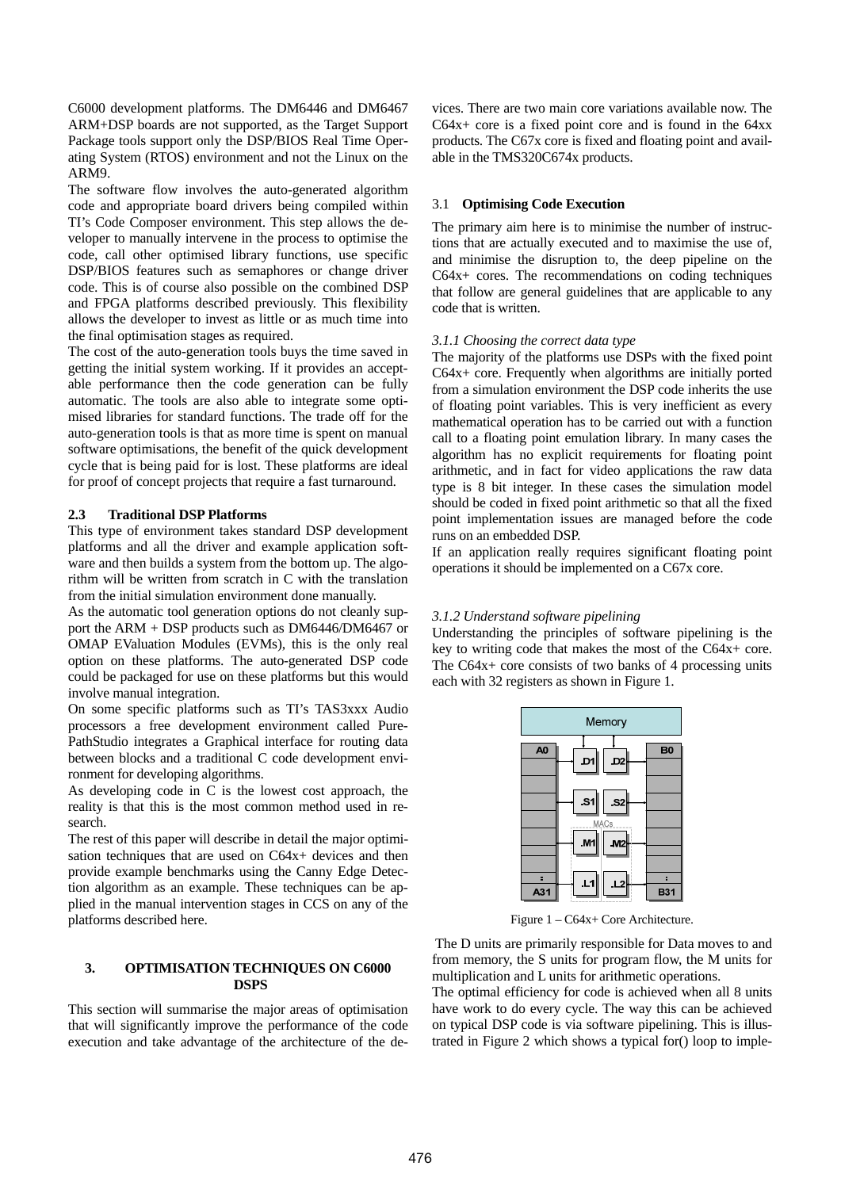C6000 development platforms. The DM6446 and DM6467 ARM+DSP boards are not supported, as the Target Support Package tools support only the DSP/BIOS Real Time Operating System (RTOS) environment and not the Linux on the ARM9.

The software flow involves the auto-generated algorithm code and appropriate board drivers being compiled within TI's Code Composer environment. This step allows the developer to manually intervene in the process to optimise the code, call other optimised library functions, use specific DSP/BIOS features such as semaphores or change driver code. This is of course also possible on the combined DSP and FPGA platforms described previously. This flexibility allows the developer to invest as little or as much time into the final optimisation stages as required.

The cost of the auto-generation tools buys the time saved in getting the initial system working. If it provides an acceptable performance then the code generation can be fully automatic. The tools are also able to integrate some optimised libraries for standard functions. The trade off for the auto-generation tools is that as more time is spent on manual software optimisations, the benefit of the quick development cycle that is being paid for is lost. These platforms are ideal for proof of concept projects that require a fast turnaround.

### 2.3 Traditional DSP Platforms

This type of environment takes standard DSP development platforms and all the driver and example application software and then builds a system from the bottom up. The algorithm will be written from scratch in C with the translation from the initial simulation environment done manually.

As the automatic tool generation options do not cleanly support the ARM + DSP products such as DM6446/DM6467 or OMAP EValuation Modules (EVMs), this is the only real option on these platforms. The auto-generated DSP code could be packaged for use on these platforms but this would involve manual integration.

On some specific platforms such as TI's TAS3xxx Audio processors a free development environment called PurePathStudio integrates a Graphical interface for routing data between blocks and a traditional C code development environment for developing algorithms.

As developing code in C is the lowest cost approach, the reality is that this is the most common method used in research.

The rest of this paper will describe in detail the major optimisation techniques that are used on C64x+ devices and then provide example benchmarks using the Canny Edge Detection algorithm as an example. These techniques can be applied in the manual intervention stages in CCS on any of the platforms described here.

## 3. OPTIMISATION TECHNIQUES ON C6000 DSPS

This section will summarise the major areas of optimisation that will significantly improve the performance of the code execution and take advantage of the architecture of the devices. There are two main core variations available now. The C64x+ core is a fixed point core and is found in the 64xx products. The C67x core is fixed and floating point and available in the TMS320C674x products.

### 3.1 Optimising Code Execution

The primary aim here is to minimise the number of instructions that are actually executed and to maximise the use of, and minimise the disruption to, the deep pipeline on the C64x+ cores. The recommendations on coding techniques that follow are general guidelines that are applicable to any code that is written.

#### *3.1.1 Choosing the correct data type*

The majority of the platforms use DSPs with the fixed point C64x+ core. Frequently when algorithms are initially ported from a simulation environment the DSP code inherits the use of floating point variables. This is very inefficient as every mathematical operation has to be carried out with a function call to a floating point emulation library. In many cases the algorithm has no explicit requirements for floating point arithmetic, and in fact for video applications the raw data type is 8 bit integer. In these cases the simulation model should be coded in fixed point arithmetic so that all the fixed point implementation issues are managed before the code runs on an embedded DSP.

If an application really requires significant floating point operations it should be implemented on a C67x core.

#### *3.1.2 Understand software pipelining*

Understanding the principles of software pipelining is the key to writing code that makes the most of the C64x+ core. The C64x+ core consists of two banks of 4 processing units each with 32 registers as shown in Figure 1.

Figure 1 – C64x+ Core Architecture.

The D units are primarily responsible for Data moves to and from memory, the S units for program flow, the M units for multiplication and L units for arithmetic operations.

The optimal efficiency for code is achieved when all 8 units have work to do every cycle. The way this can be achieved on typical DSP code is via software pipelining. This is illustrated in Figure 2 which shows a typical for() loop to imple-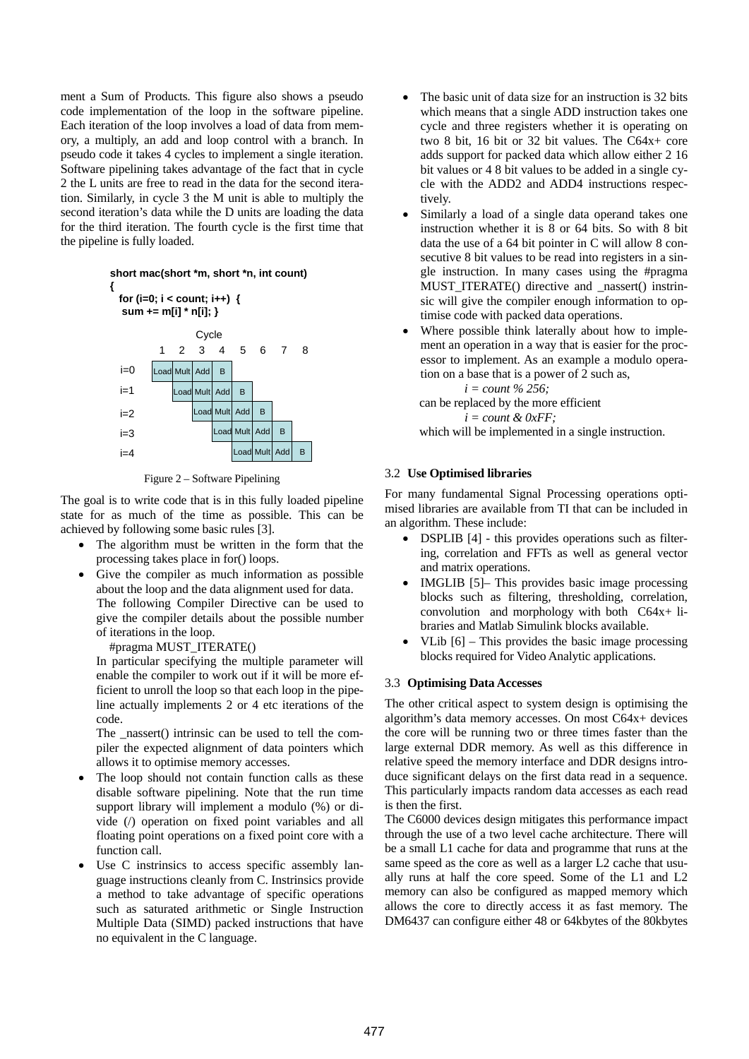ment a Sum of Products. This figure also shows a pseudo code implementation of the loop in the software pipeline. Each iteration of the loop involves a load of data from memory, a multiply, an add and loop control with a branch. In pseudo code it takes 4 cycles to implement a single iteration. Software pipelining takes advantage of the fact that in cycle 2 the L units are free to read in the data for the second iteration. Similarly, in cycle 3 the M unit is able to multiply the second iteration's data while the D units are loading the data for the third iteration. The fourth cycle is the first time that the pipeline is fully loaded.

```
short mac(short *m, short *n, int count)
{
  for (i=0; i < count; i++)  {
   sum += m[i] * n[i]; }
```

| | Cycle 1 | 2 | 3 | 4 | 5 | 6 | 7 | 8 |
|---|---|---|---|---|---|---|---|---|
| i=0 | Load | Mult | Add | B | | | | |
| i=1 | | Load | Mult | Add | B | | | |
| i=2 | | | Load | Mult | Add | B | | |
| i=3 | | | | Load | Mult | Add | B | |
| i=4 | | | | | Load | Mult | Add | B |

Figure 2 – Software Pipelining

The goal is to write code that is in this fully loaded pipeline state for as much of the time as possible. This can be achieved by following some basic rules [3].

- The algorithm must be written in the form that the processing takes place in for() loops.
- Give the compiler as much information as possible about the loop and the data alignment used for data.
  The following Compiler Directive can be used to give the compiler details about the possible number of iterations in the loop.
  #pragma MUST_ITERATE()
  In particular specifying the multiple parameter will enable the compiler to work out if it will be more efficient to unroll the loop so that each loop in the pipeline actually implements 2 or 4 etc iterations of the code.
  The _nassert() intrinsic can be used to tell the compiler the expected alignment of data pointers which allows it to optimise memory accesses.
- The loop should not contain function calls as these disable software pipelining. Note that the run time support library will implement a modulo (%) or divide (/) operation on fixed point variables and all floating point operations on a fixed point core with a function call.
- Use C instrinsics to access specific assembly language instructions cleanly from C. Instrinsics provide a method to take advantage of specific operations such as saturated arithmetic or Single Instruction Multiple Data (SIMD) packed instructions that have no equivalent in the C language.
- The basic unit of data size for an instruction is 32 bits which means that a single ADD instruction takes one cycle and three registers whether it is operating on two 8 bit, 16 bit or 32 bit values. The C64x+ core adds support for packed data which allow either 2 16 bit values or 4 8 bit values to be added in a single cycle with the ADD2 and ADD4 instructions respectively.
- Similarly a load of a single data operand takes one instruction whether it is 8 or 64 bits. So with 8 bit data the use of a 64 bit pointer in C will allow 8 consecutive 8 bit values to be read into registers in a single instruction. In many cases using the #pragma MUST_ITERATE() directive and _nassert() instrinsic will give the compiler enough information to optimise code with packed data operations.
- Where possible think laterally about how to implement an operation in a way that is easier for the processor to implement. As an example a modulo operation on a base that is a power of 2 such as,
  *i = count % 256;*
  can be replaced by the more efficient
  *i = count & 0xFF;*
  which will be implemented in a single instruction.

### 3.2 Use Optimised libraries

For many fundamental Signal Processing operations optimised libraries are available from TI that can be included in an algorithm. These include:

- DSPLIB [4] - this provides operations such as filtering, correlation and FFTs as well as general vector and matrix operations.
- IMGLIB [5]– This provides basic image processing blocks such as filtering, thresholding, correlation, convolution and morphology with both C64x+ libraries and Matlab Simulink blocks available.
- VLib [6] – This provides the basic image processing blocks required for Video Analytic applications.

### 3.3 Optimising Data Accesses

The other critical aspect to system design is optimising the algorithm's data memory accesses. On most C64x+ devices the core will be running two or three times faster than the large external DDR memory. As well as this difference in relative speed the memory interface and DDR designs introduce significant delays on the first data read in a sequence. This particularly impacts random data accesses as each read is then the first.

The C6000 devices design mitigates this performance impact through the use of a two level cache architecture. There will be a small L1 cache for data and programme that runs at the same speed as the core as well as a larger L2 cache that usually runs at half the core speed. Some of the L1 and L2 memory can also be configured as mapped memory which allows the core to directly access it as fast memory. The DM6437 can configure either 48 or 64kbytes of the 80kbytes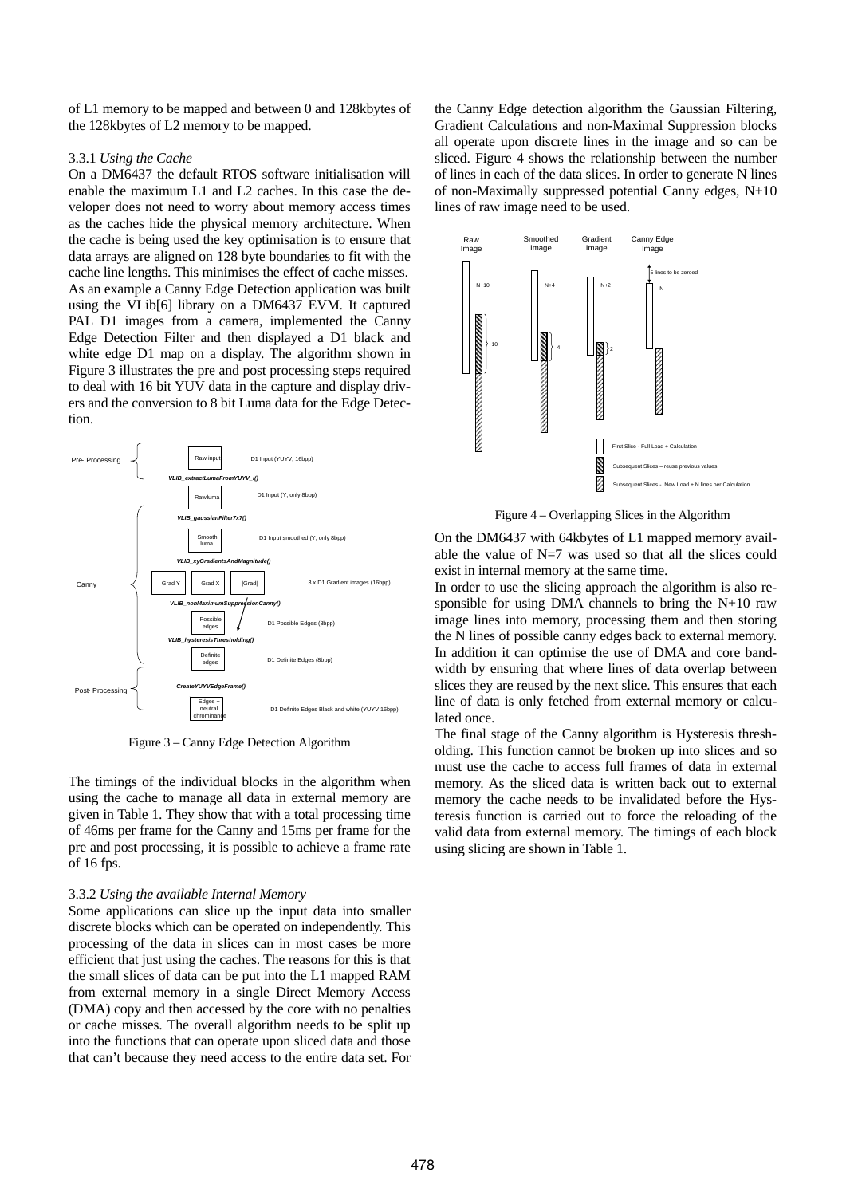of L1 memory to be mapped and between 0 and 128kbytes of the 128kbytes of L2 memory to be mapped.

### 3.3.1 *Using the Cache*

On a DM6437 the default RTOS software initialisation will enable the maximum L1 and L2 caches. In this case the developer does not need to worry about memory access times as the caches hide the physical memory architecture. When the cache is being used the key optimisation is to ensure that data arrays are aligned on 128 byte boundaries to fit with the cache line lengths. This minimises the effect of cache misses. As an example a Canny Edge Detection application was built using the VLib[6] library on a DM6437 EVM. It captured PAL D1 images from a camera, implemented the Canny Edge Detection Filter and then displayed a D1 black and white edge D1 map on a display. The algorithm shown in Figure 3 illustrates the pre and post processing steps required to deal with 16 bit YUV data in the capture and display drivers and the conversion to 8 bit Luma data for the Edge Detection.

Figure 3 – Canny Edge Detection Algorithm

The timings of the individual blocks in the algorithm when using the cache to manage all data in external memory are given in Table 1. They show that with a total processing time of 46ms per frame for the Canny and 15ms per frame for the pre and post processing, it is possible to achieve a frame rate of 16 fps.

### 3.3.2 *Using the available Internal Memory*

Some applications can slice up the input data into smaller discrete blocks which can be operated on independently. This processing of the data in slices can in most cases be more efficient that just using the caches. The reasons for this is that the small slices of data can be put into the L1 mapped RAM from external memory in a single Direct Memory Access (DMA) copy and then accessed by the core with no penalties or cache misses. The overall algorithm needs to be split up into the functions that can operate upon sliced data and those that can't because they need access to the entire data set. For the Canny Edge detection algorithm the Gaussian Filtering, Gradient Calculations and non-Maximal Suppression blocks all operate upon discrete lines in the image and so can be sliced. Figure 4 shows the relationship between the number of lines in each of the data slices. In order to generate N lines of non-Maximally suppressed potential Canny edges, N+10 lines of raw image need to be used.

Figure 4 – Overlapping Slices in the Algorithm

On the DM6437 with 64kbytes of L1 mapped memory available the value of N=7 was used so that all the slices could exist in internal memory at the same time.

In order to use the slicing approach the algorithm is also responsible for using DMA channels to bring the N+10 raw image lines into memory, processing them and then storing the N lines of possible canny edges back to external memory. In addition it can optimise the use of DMA and core bandwidth by ensuring that where lines of data overlap between slices they are reused by the next slice. This ensures that each line of data is only fetched from external memory or calculated once.

The final stage of the Canny algorithm is Hysteresis thresholding. This function cannot be broken up into slices and so must use the cache to access full frames of data in external memory. As the sliced data is written back out to external memory the cache needs to be invalidated before the Hysteresis function is carried out to force the reloading of the valid data from external memory. The timings of each block using slicing are shown in Table 1.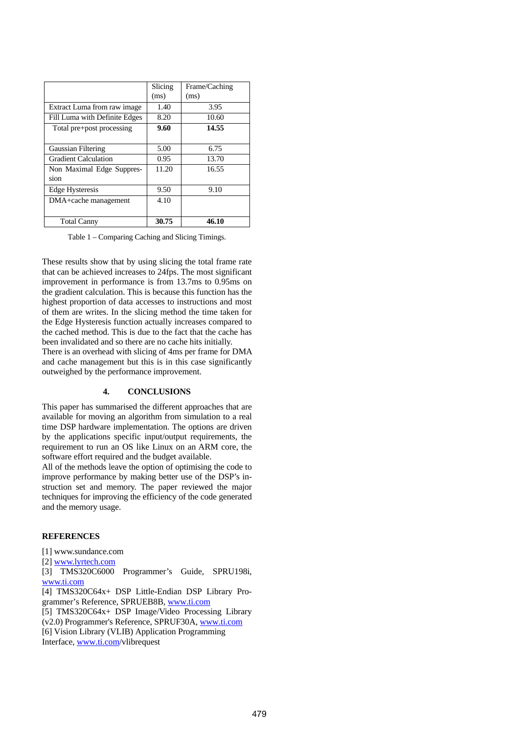| | Slicing (ms) | Frame/Caching (ms) |
|---|---|---|
| Extract Luma from raw image | 1.40 | 3.95 |
| Fill Luma with Definite Edges | 8.20 | 10.60 |
| Total pre+post processing | **9.60** | **14.55** |
| Gaussian Filtering | 5.00 | 6.75 |
| Gradient Calculation | 0.95 | 13.70 |
| Non Maximal Edge Suppression | 11.20 | 16.55 |
| Edge Hysteresis | 9.50 | 9.10 |
| DMA+cache management | 4.10 | |
| Total Canny | **30.75** | **46.10** |

Table 1 – Comparing Caching and Slicing Timings.

These results show that by using slicing the total frame rate that can be achieved increases to 24fps. The most significant improvement in performance is from 13.7ms to 0.95ms on the gradient calculation. This is because this function has the highest proportion of data accesses to instructions and most of them are writes. In the slicing method the time taken for the Edge Hysteresis function actually increases compared to the cached method. This is due to the fact that the cache has been invalidated and so there are no cache hits initially.

There is an overhead with slicing of 4ms per frame for DMA and cache management but this is in this case significantly outweighed by the performance improvement.

## 4. CONCLUSIONS

This paper has summarised the different approaches that are available for moving an algorithm from simulation to a real time DSP hardware implementation. The options are driven by the applications specific input/output requirements, the requirement to run an OS like Linux on an ARM core, the software effort required and the budget available.

All of the methods leave the option of optimising the code to improve performance by making better use of the DSP's instruction set and memory. The paper reviewed the major techniques for improving the efficiency of the code generated and the memory usage.

## REFERENCES

[1] www.sundance.com

[2] www.lyrtech.com

[3] TMS320C6000 Programmer's Guide, SPRU198i, www.ti.com

[4] TMS320C64x+ DSP Little-Endian DSP Library Programmer's Reference, SPRUEB8B, www.ti.com

[5] TMS320C64x+ DSP Image/Video Processing Library (v2.0) Programmer's Reference, SPRUF30A, www.ti.com

[6] Vision Library (VLIB) Application Programming Interface, www.ti.com/vlibrequest